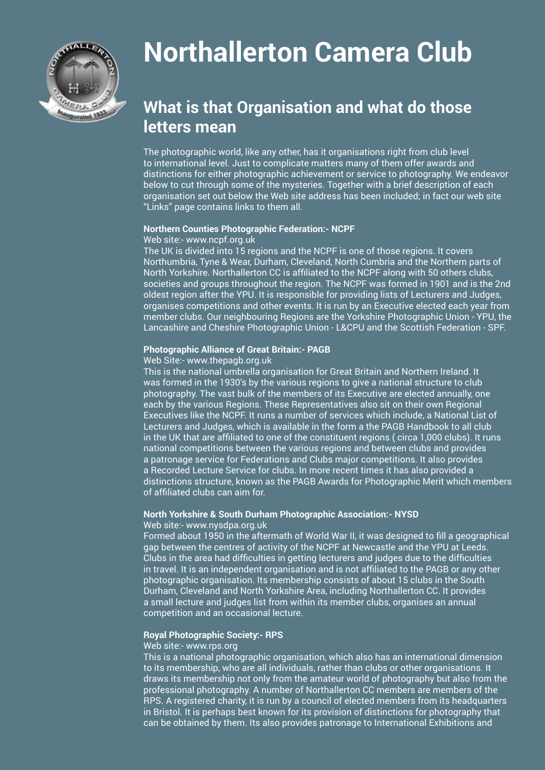# Northallerton Camera Club

## What is that Organisation and what do those letters mean

The photographic world, like any other, has it organisations right from club level to international level. Just to complicate matters many of them offer awards and distinctions for either photographic achievement or service to photography. We endeavor below to cut through some of the mysteries. Together with a brief description of each organisation set out below the Web site address has been included; in fact our web site "Links" page contains links to them all.

**Northern Counties Photographic Federation:- NCPF**

Web site:- www.ncpf.org.uk

The UK is divided into 15 regions and the NCPF is one of those regions. It covers Northumbria, Tyne & Wear, Durham, Cleveland, North Cumbria and the Northern parts of North Yorkshire. Northallerton CC is affiliated to the NCPF along with 50 others clubs, societies and groups throughout the region. The NCPF was formed in 1901 and is the 2nd oldest region after the YPU. It is responsible for providing lists of Lecturers and Judges, organises competitions and other events. It is run by an Executive elected each year from member clubs. Our neighbouring Regions are the Yorkshire Photographic Union - YPU, the Lancashire and Cheshire Photographic Union - L&CPU and the Scottish Federation - SPF.

**Photographic Alliance of Great Britain:- PAGB**

Web Site:- www.thepagb.org.uk

This is the national umbrella organisation for Great Britain and Northern Ireland. It was formed in the 1930's by the various regions to give a national structure to club photography. The vast bulk of the members of its Executive are elected annually, one each by the various Regions. These Representatives also sit on their own Regional Executives like the NCPF. It runs a number of services which include, a National List of Lecturers and Judges, which is available in the form a the PAGB Handbook to all club in the UK that are affiliated to one of the constituent regions ( circa 1,000 clubs). It runs national competitions between the various regions and between clubs and provides a patronage service for Federations and Clubs major competitions. It also provides a Recorded Lecture Service for clubs. In more recent times it has also provided a distinctions structure, known as the PAGB Awards for Photographic Merit which members of affiliated clubs can aim for.

**North Yorkshire & South Durham Photographic Association:- NYSD**

Web site:- www.nysdpa.org.uk

Formed about 1950 in the aftermath of World War II, it was designed to fill a geographical gap between the centres of activity of the NCPF at Newcastle and the YPU at Leeds. Clubs in the area had difficulties in getting lecturers and judges due to the difficulties in travel. It is an independent organisation and is not affiliated to the PAGB or any other photographic organisation. Its membership consists of about 15 clubs in the South Durham, Cleveland and North Yorkshire Area, including Northallerton CC. It provides a small lecture and judges list from within its member clubs, organises an annual competition and an occasional lecture.

**Royal Photographic Society:- RPS**

Web site:- www.rps.org

This is a national photographic organisation, which also has an international dimension to its membership, who are all individuals, rather than clubs or other organisations. It draws its membership not only from the amateur world of photography but also from the professional photography. A number of Northallerton CC members are members of the RPS. A registered charity, it is run by a council of elected members from its headquarters in Bristol. It is perhaps best known for its provision of distinctions for photography that can be obtained by them. Its also provides patronage to International Exhibitions and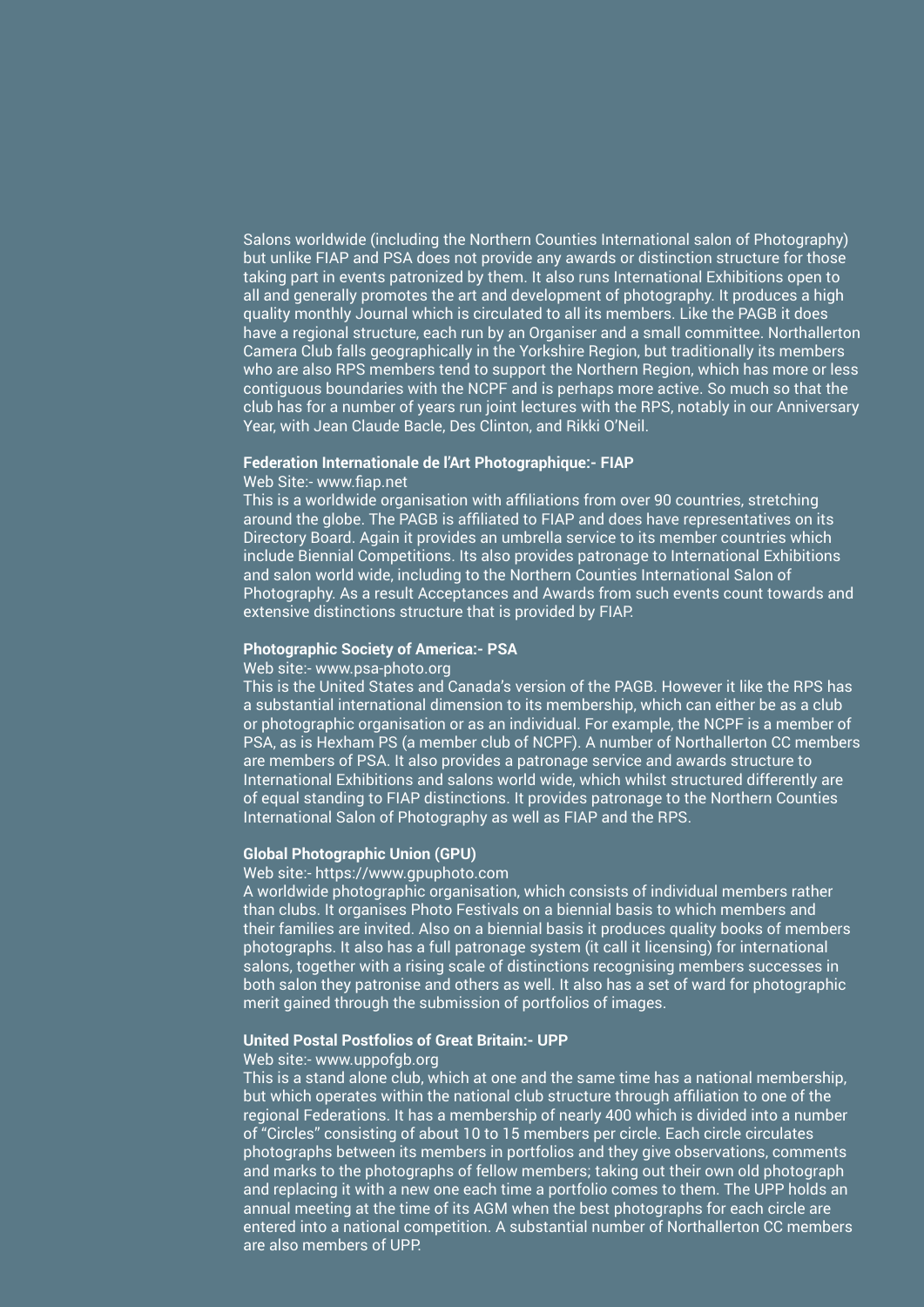Salons worldwide (including the Northern Counties International salon of Photography) but unlike FIAP and PSA does not provide any awards or distinction structure for those taking part in events patronized by them. It also runs International Exhibitions open to all and generally promotes the art and development of photography. It produces a high quality monthly Journal which is circulated to all its members. Like the PAGB it does have a regional structure, each run by an Organiser and a small committee. Northallerton Camera Club falls geographically in the Yorkshire Region, but traditionally its members who are also RPS members tend to support the Northern Region, which has more or less contiguous boundaries with the NCPF and is perhaps more active. So much so that the club has for a number of years run joint lectures with the RPS, notably in our Anniversary Year, with Jean Claude Bacle, Des Clinton, and Rikki O'Neil.

**Federation Internationale de l'Art Photographique:- FIAP**

Web Site:- www.fiap.net

This is a worldwide organisation with affiliations from over 90 countries, stretching around the globe. The PAGB is affiliated to FIAP and does have representatives on its Directory Board. Again it provides an umbrella service to its member countries which include Biennial Competitions. Its also provides patronage to International Exhibitions and salon world wide, including to the Northern Counties International Salon of Photography. As a result Acceptances and Awards from such events count towards and extensive distinctions structure that is provided by FIAP.

**Photographic Society of America:- PSA**

Web site:- www.psa-photo.org

This is the United States and Canada's version of the PAGB. However it like the RPS has a substantial international dimension to its membership, which can either be as a club or photographic organisation or as an individual. For example, the NCPF is a member of PSA, as is Hexham PS (a member club of NCPF). A number of Northallerton CC members are members of PSA. It also provides a patronage service and awards structure to International Exhibitions and salons world wide, which whilst structured differently are of equal standing to FIAP distinctions. It provides patronage to the Northern Counties International Salon of Photography as well as FIAP and the RPS.

**Global Photographic Union (GPU)**

Web site:- https://www.gpuphoto.com

A worldwide photographic organisation, which consists of individual members rather than clubs. It organises Photo Festivals on a biennial basis to which members and their families are invited. Also on a biennial basis it produces quality books of members photographs. It also has a full patronage system (it call it licensing) for international salons, together with a rising scale of distinctions recognising members successes in both salon they patronise and others as well. It also has a set of ward for photographic merit gained through the submission of portfolios of images.

**United Postal Postfolios of Great Britain:- UPP**

Web site:- www.uppofgb.org

This is a stand alone club, which at one and the same time has a national membership, but which operates within the national club structure through affiliation to one of the regional Federations. It has a membership of nearly 400 which is divided into a number of "Circles" consisting of about 10 to 15 members per circle. Each circle circulates photographs between its members in portfolios and they give observations, comments and marks to the photographs of fellow members; taking out their own old photograph and replacing it with a new one each time a portfolio comes to them. The UPP holds an annual meeting at the time of its AGM when the best photographs for each circle are entered into a national competition. A substantial number of Northallerton CC members are also members of UPP.